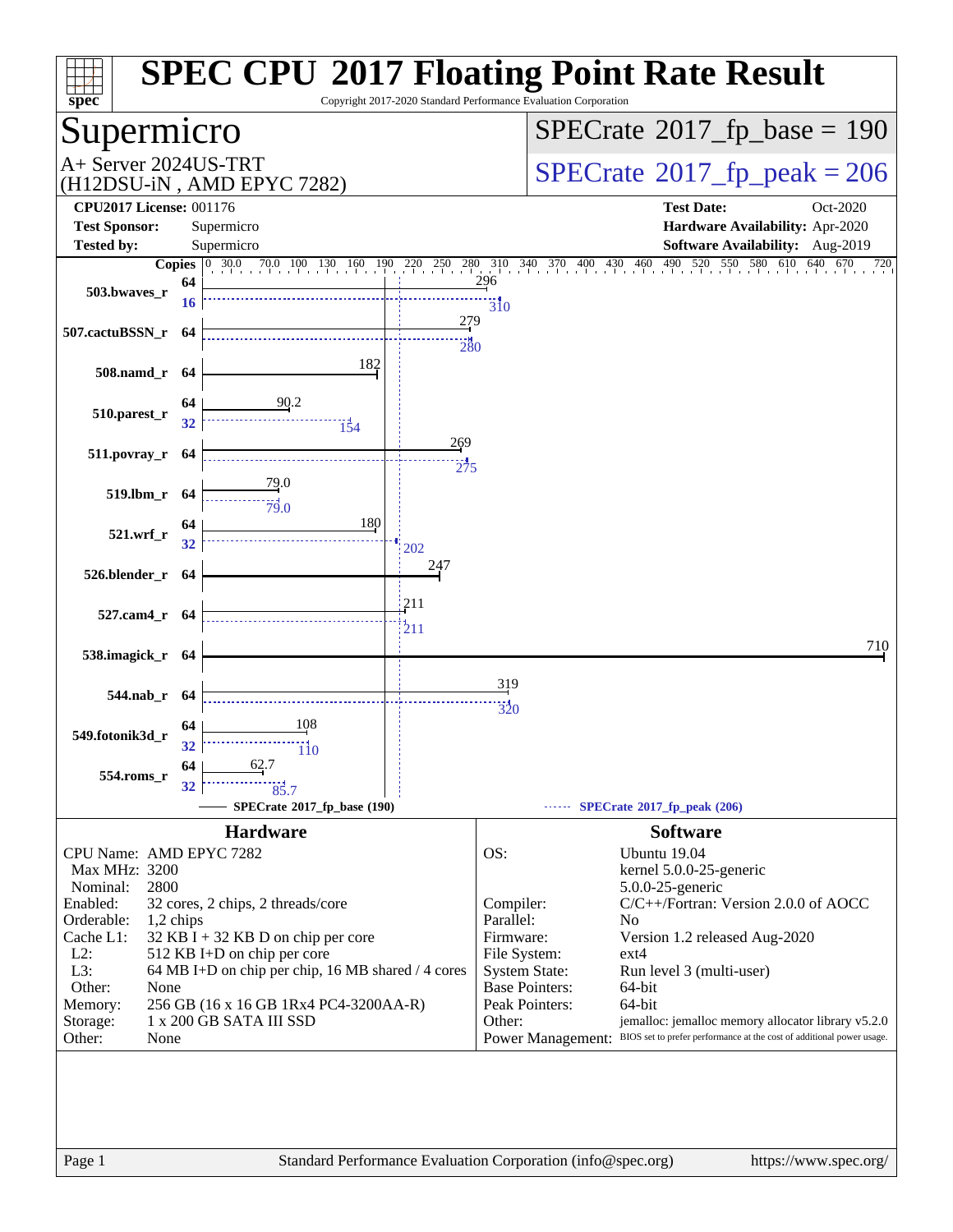# SPEC CPU 2017 Floating Point Rate Result

Copyright 2017-2020 Standard Performance Evaluation Corporation

## Supermicro

A+ Server 2024US-TRT
(H12DSU-iN , AMD EPYC 7282)

SPECrate 2017_fp_base = 190

SPECrate 2017_fp_peak = 206

**CPU2017 License:** 001176
**Test Sponsor:** Supermicro
**Tested by:** Supermicro

**Test Date:** Oct-2020
**Hardware Availability:** Apr-2020
**Software Availability:** Aug-2019

| Benchmark | Copies (Base) | Base | Copies (Peak) | Peak |
|---|---|---|---|---|
| 503.bwaves_r | 64 | 296 | 16 | 310 |
| 507.cactuBSSN_r | 64 | 279 | 64 | 280 |
| 508.namd_r | 64 | 182 | 64 | 182 |
| 510.parest_r | 64 | 90.2 | 32 | 154 |
| 511.povray_r | 64 | 269 | 64 | 275 |
| 519.lbm_r | 64 | 79.0 | 64 | 79.0 |
| 521.wrf_r | 64 | 180 | 32 | 202 |
| 526.blender_r | 64 | 247 | 64 | 247 |
| 527.cam4_r | 64 | 211 | 64 | 211 |
| 538.imagick_r | 64 | 710 | 64 | 710 |
| 544.nab_r | 64 | 319 | 64 | 320 |
| 549.fotonik3d_r | 64 | 108 | 32 | 110 |
| 554.roms_r | 64 | 62.7 | 32 | 85.7 |

SPECrate 2017_fp_base (190) — SPECrate 2017_fp_peak (206)

### Hardware

- CPU Name: AMD EPYC 7282
- Max MHz: 3200
- Nominal: 2800
- Enabled: 32 cores, 2 chips, 2 threads/core
- Orderable: 1,2 chips
- Cache L1: 32 KB I + 32 KB D on chip per core
- L2: 512 KB I+D on chip per core
- L3: 64 MB I+D on chip per chip, 16 MB shared / 4 cores
- Other: None
- Memory: 256 GB (16 x 16 GB 1Rx4 PC4-3200AA-R)
- Storage: 1 x 200 GB SATA III SSD
- Other: None

### Software

- OS: Ubuntu 19.04, kernel 5.0.0-25-generic, 5.0.0-25-generic
- Compiler: C/C++/Fortran: Version 2.0.0 of AOCC
- Parallel: No
- Firmware: Version 1.2 released Aug-2020
- File System: ext4
- System State: Run level 3 (multi-user)
- Base Pointers: 64-bit
- Peak Pointers: 64-bit
- Other: jemalloc: jemalloc memory allocator library v5.2.0
- Power Management: BIOS set to prefer performance at the cost of additional power usage.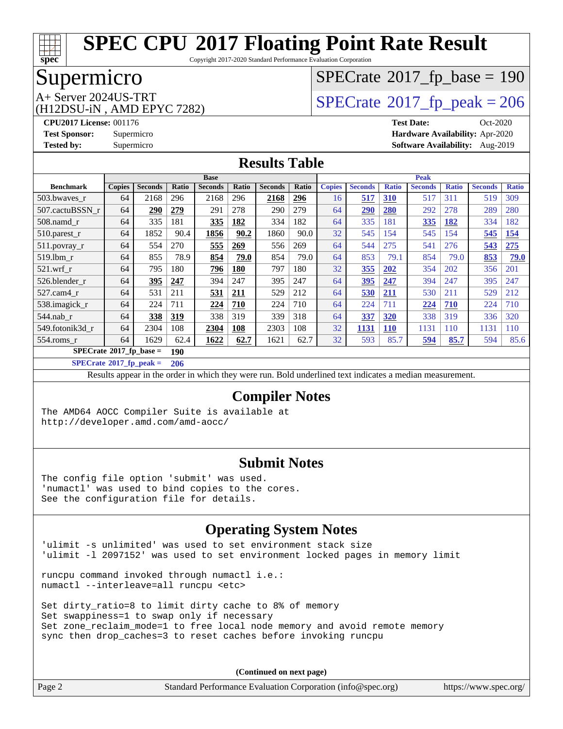# SPEC CPU 2017 Floating Point Rate Result

Copyright 2017-2020 Standard Performance Evaluation Corporation

# Supermicro

A+ Server 2024US-TRT
(H12DSU-iN , AMD EPYC 7282)

SPECrate 2017_fp_base = 190

SPECrate 2017_fp_peak = 206

**CPU2017 License:** 001176
**Test Sponsor:** Supermicro
**Tested by:** Supermicro

**Test Date:** Oct-2020
**Hardware Availability:** Apr-2020
**Software Availability:** Aug-2019

## Results Table

| Benchmark | Base | | | | | | | Peak | | | | | | |
|---|---|---|---|---|---|---|---|---|---|---|---|---|---|---|
| | Copies | Seconds | Ratio | Seconds | Ratio | Seconds | Ratio | Copies | Seconds | Ratio | Seconds | Ratio | Seconds | Ratio |
| 503.bwaves_r | 64 | 2168 | 296 | 2168 | 296 | **2168** | **296** | 16 | **517** | **310** | 517 | 311 | 519 | 309 |
| 507.cactuBSSN_r | 64 | **290** | **279** | 291 | 278 | 290 | 279 | 64 | **290** | **280** | 292 | 278 | 289 | 280 |
| 508.namd_r | 64 | 335 | 181 | **335** | **182** | 334 | 182 | 64 | 335 | 181 | **335** | **182** | 334 | 182 |
| 510.parest_r | 64 | 1852 | 90.4 | **1856** | **90.2** | 1860 | 90.0 | 32 | 545 | 154 | 545 | 154 | **545** | **154** |
| 511.povray_r | 64 | 554 | 270 | **555** | **269** | 556 | 269 | 64 | 544 | 275 | 541 | 276 | **543** | **275** |
| 519.lbm_r | 64 | 855 | 78.9 | **854** | **79.0** | 854 | 79.0 | 64 | 853 | 79.1 | 854 | 79.0 | **853** | **79.0** |
| 521.wrf_r | 64 | 795 | 180 | **796** | **180** | 797 | 180 | 32 | **355** | **202** | 354 | 202 | 356 | 201 |
| 526.blender_r | 64 | **395** | **247** | 394 | 247 | 395 | 247 | 64 | **395** | **247** | 394 | 247 | 395 | 247 |
| 527.cam4_r | 64 | 531 | 211 | **531** | **211** | 529 | 212 | 64 | **530** | **211** | 530 | 211 | 529 | 212 |
| 538.imagick_r | 64 | 224 | 711 | **224** | **710** | 224 | 710 | 64 | 224 | 711 | **224** | **710** | 224 | 710 |
| 544.nab_r | 64 | **338** | **319** | 338 | 319 | 339 | 318 | 64 | **337** | **320** | 338 | 319 | 336 | 320 |
| 549.fotonik3d_r | 64 | 2304 | 108 | **2304** | **108** | 2303 | 108 | 32 | **1131** | **110** | 1131 | 110 | 1131 | 110 |
| 554.roms_r | 64 | 1629 | 62.4 | **1622** | **62.7** | 1621 | 62.7 | 32 | 593 | 85.7 | **594** | **85.7** | 594 | 85.6 |

**SPECrate 2017_fp_base = 190**

**SPECrate 2017_fp_peak = 206**

Results appear in the order in which they were run. Bold underlined text indicates a median measurement.

## Compiler Notes

```
The AMD64 AOCC Compiler Suite is available at
http://developer.amd.com/amd-aocc/
```

## Submit Notes

```
The config file option 'submit' was used.
'numactl' was used to bind copies to the cores.
See the configuration file for details.
```

## Operating System Notes

```
'ulimit -s unlimited' was used to set environment stack size
'ulimit -l 2097152' was used to set environment locked pages in memory limit

runcpu command invoked through numactl i.e.:
numactl --interleave=all runcpu <etc>

Set dirty_ratio=8 to limit dirty cache to 8% of memory
Set swappiness=1 to swap only if necessary
Set zone_reclaim_mode=1 to free local node memory and avoid remote memory
sync then drop_caches=3 to reset caches before invoking runcpu
```

**(Continued on next page)**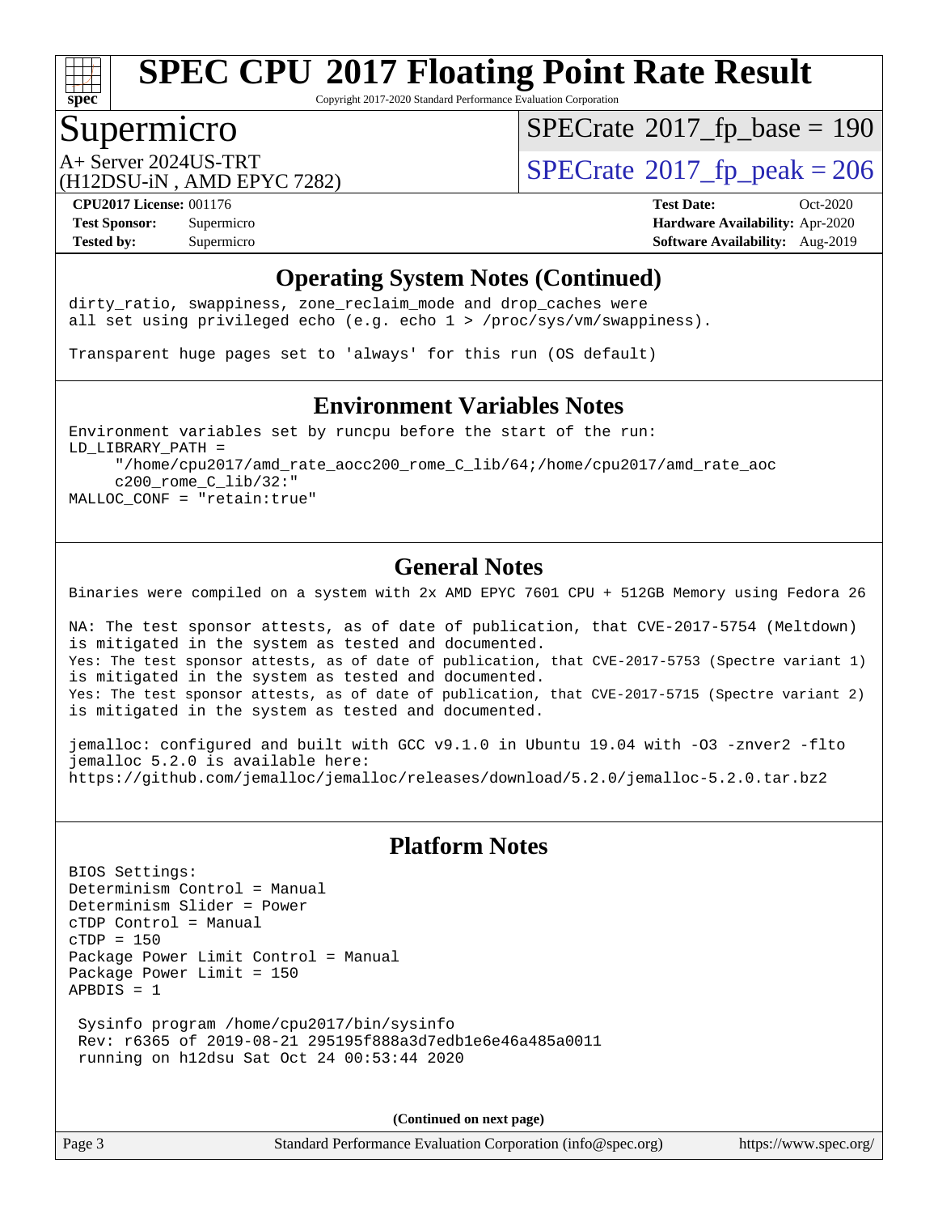# SPEC CPU 2017 Floating Point Rate Result

Copyright 2017-2020 Standard Performance Evaluation Corporation

## Supermicro

A+ Server 2024US-TRT
(H12DSU-iN , AMD EPYC 7282)

SPECrate 2017_fp_base = 190

SPECrate 2017_fp_peak = 206

**CPU2017 License:** 001176
**Test Sponsor:** Supermicro
**Tested by:** Supermicro

**Test Date:** Oct-2020
**Hardware Availability:** Apr-2020
**Software Availability:** Aug-2019

### Operating System Notes (Continued)

```
dirty_ratio, swappiness, zone_reclaim_mode and drop_caches were
all set using privileged echo (e.g. echo 1 > /proc/sys/vm/swappiness).

Transparent huge pages set to 'always' for this run (OS default)
```

### Environment Variables Notes

```
Environment variables set by runcpu before the start of the run:
LD_LIBRARY_PATH =
     "/home/cpu2017/amd_rate_aocc200_rome_C_lib/64;/home/cpu2017/amd_rate_aoc
     c200_rome_C_lib/32:"
MALLOC_CONF = "retain:true"
```

### General Notes

```
Binaries were compiled on a system with 2x AMD EPYC 7601 CPU + 512GB Memory using Fedora 26

NA: The test sponsor attests, as of date of publication, that CVE-2017-5754 (Meltdown)
is mitigated in the system as tested and documented.
Yes: The test sponsor attests, as of date of publication, that CVE-2017-5753 (Spectre variant 1)
is mitigated in the system as tested and documented.
Yes: The test sponsor attests, as of date of publication, that CVE-2017-5715 (Spectre variant 2)
is mitigated in the system as tested and documented.

jemalloc: configured and built with GCC v9.1.0 in Ubuntu 19.04 with -O3 -znver2 -flto
jemalloc 5.2.0 is available here:
https://github.com/jemalloc/jemalloc/releases/download/5.2.0/jemalloc-5.2.0.tar.bz2
```

### Platform Notes

```
BIOS Settings:
Determinism Control = Manual
Determinism Slider = Power
cTDP Control = Manual
cTDP = 150
Package Power Limit Control = Manual
Package Power Limit = 150
APBDIS = 1

 Sysinfo program /home/cpu2017/bin/sysinfo
 Rev: r6365 of 2019-08-21 295195f888a3d7edb1e6e46a485a0011
 running on h12dsu Sat Oct 24 00:53:44 2020
```

**(Continued on next page)**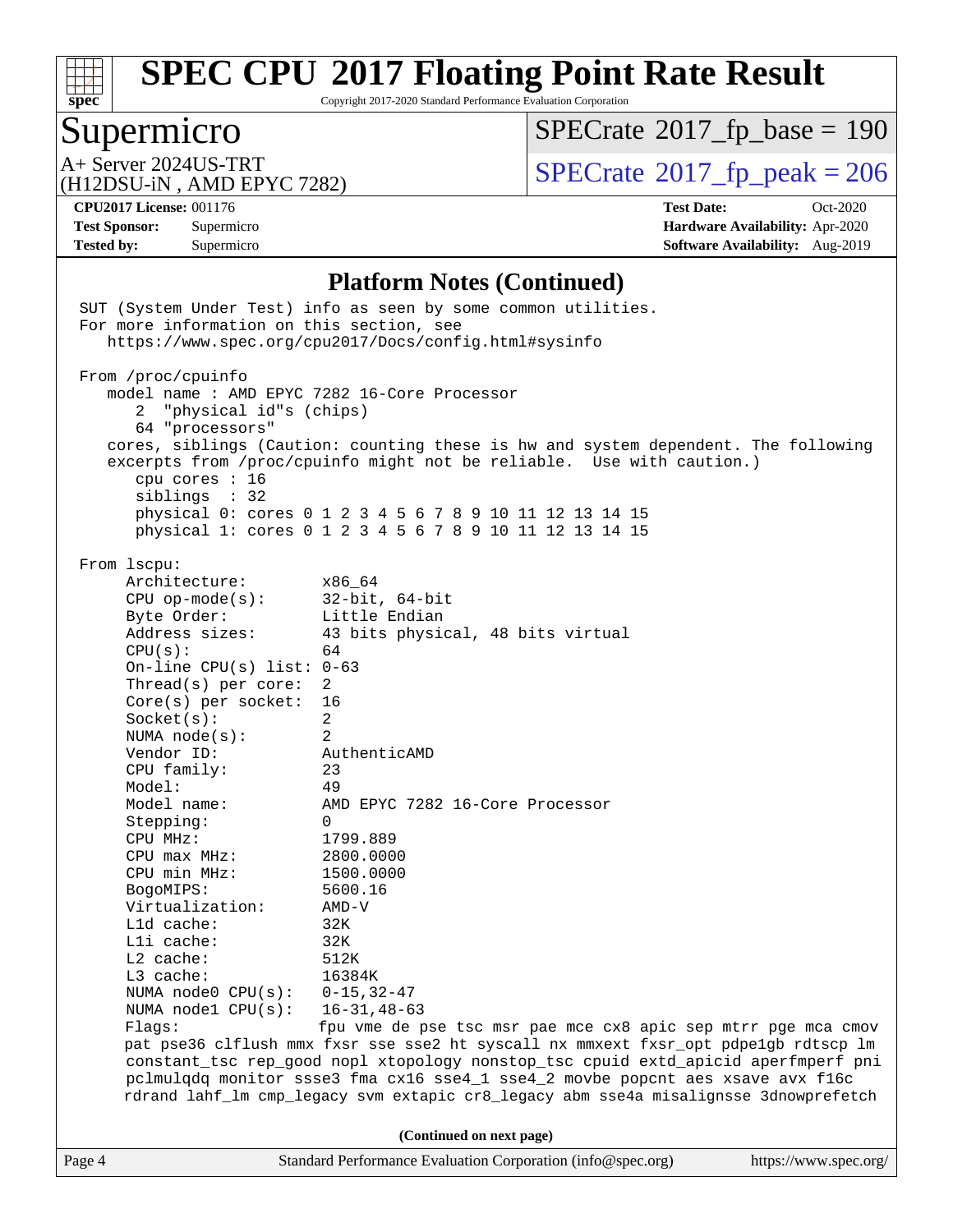## Platform Notes (Continued)

```
SUT (System Under Test) info as seen by some common utilities.
For more information on this section, see
   https://www.spec.org/cpu2017/Docs/config.html#sysinfo

From /proc/cpuinfo
   model name : AMD EPYC 7282 16-Core Processor
      2  "physical id"s (chips)
      64 "processors"
   cores, siblings (Caution: counting these is hw and system dependent. The following
   excerpts from /proc/cpuinfo might not be reliable.  Use with caution.)
      cpu cores : 16
      siblings  : 32
      physical 0: cores 0 1 2 3 4 5 6 7 8 9 10 11 12 13 14 15
      physical 1: cores 0 1 2 3 4 5 6 7 8 9 10 11 12 13 14 15

From lscpu:
     Architecture:        x86_64
     CPU op-mode(s):      32-bit, 64-bit
     Byte Order:          Little Endian
     Address sizes:       43 bits physical, 48 bits virtual
     CPU(s):              64
     On-line CPU(s) list: 0-63
     Thread(s) per core:  2
     Core(s) per socket:  16
     Socket(s):           2
     NUMA node(s):        2
     Vendor ID:           AuthenticAMD
     CPU family:          23
     Model:               49
     Model name:          AMD EPYC 7282 16-Core Processor
     Stepping:            0
     CPU MHz:             1799.889
     CPU max MHz:         2800.0000
     CPU min MHz:         1500.0000
     BogoMIPS:            5600.16
     Virtualization:      AMD-V
     L1d cache:           32K
     L1i cache:           32K
     L2 cache:            512K
     L3 cache:            16384K
     NUMA node0 CPU(s):   0-15,32-47
     NUMA node1 CPU(s):   16-31,48-63
     Flags:               fpu vme de pse tsc msr pae mce cx8 apic sep mtrr pge mca cmov
     pat pse36 clflush mmx fxsr sse sse2 ht syscall nx mmxext fxsr_opt pdpe1gb rdtscp lm
     constant_tsc rep_good nopl xtopology nonstop_tsc cpuid extd_apicid aperfmperf pni
     pclmulqdq monitor ssse3 fma cx16 sse4_1 sse4_2 movbe popcnt aes xsave avx f16c
     rdrand lahf_lm cmp_legacy svm extapic cr8_legacy abm sse4a misalignsse 3dnowprefetch
```

(Continued on next page)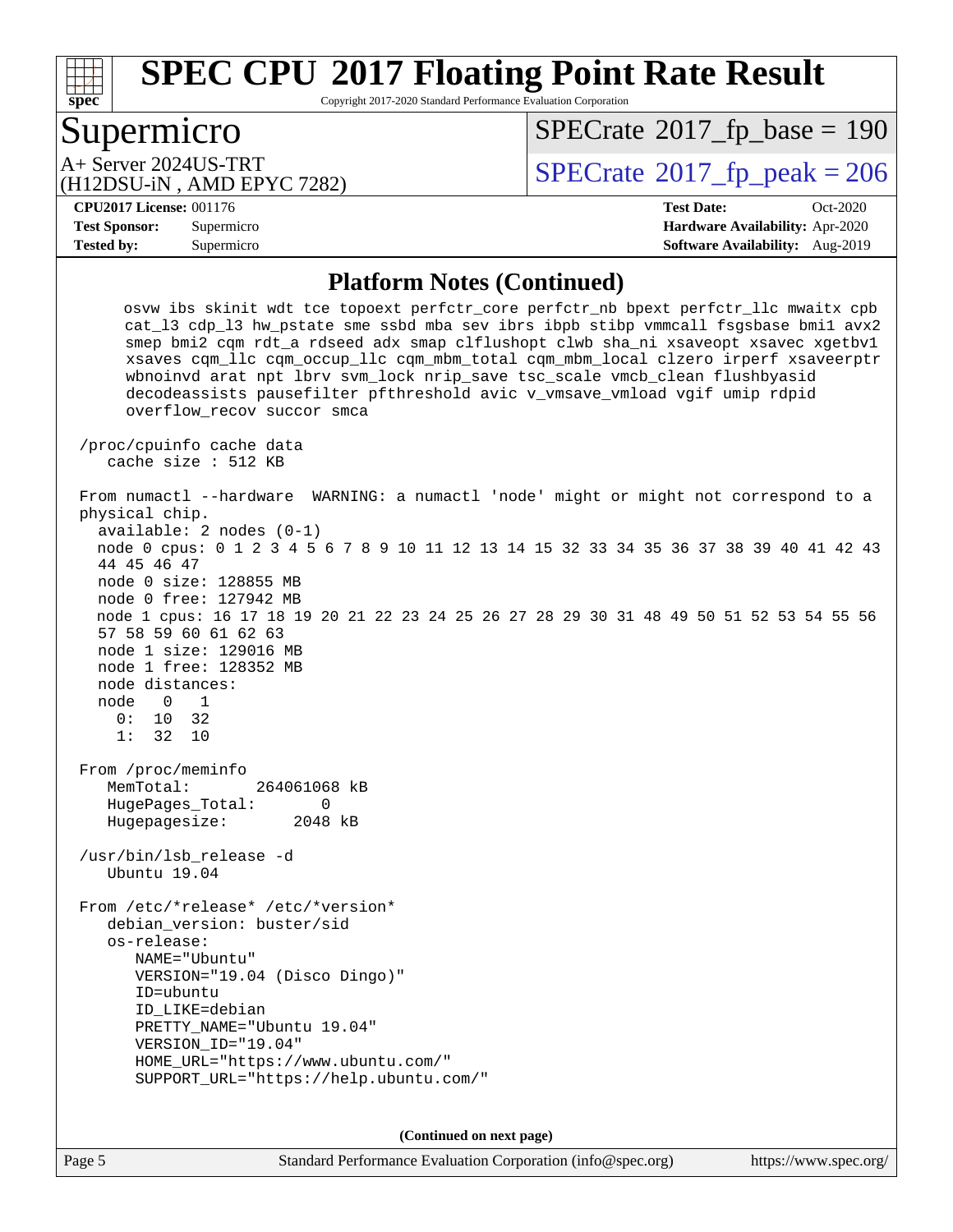## Platform Notes (Continued)

```
   osvw ibs skinit wdt tce topoext perfctr_core perfctr_nb bpext perfctr_llc mwaitx cpb
   cat_l3 cdp_l3 hw_pstate sme ssbd mba sev ibrs ibpb stibp vmmcall fsgsbase bmi1 avx2
   smep bmi2 cqm rdt_a rdseed adx smap clflushopt clwb sha_ni xsaveopt xsavec xgetbv1
   xsaves cqm_llc cqm_occup_llc cqm_mbm_total cqm_mbm_local clzero irperf xsaveerptr
   wbnoinvd arat npt lbrv svm_lock nrip_save tsc_scale vmcb_clean flushbyasid
   decodeassists pausefilter pfthreshold avic v_vmsave_vmload vgif umip rdpid
   overflow_recov succor smca

/proc/cpuinfo cache data
   cache size : 512 KB

From numactl --hardware  WARNING: a numactl 'node' might or might not correspond to a
physical chip.
  available: 2 nodes (0-1)
  node 0 cpus: 0 1 2 3 4 5 6 7 8 9 10 11 12 13 14 15 32 33 34 35 36 37 38 39 40 41 42 43
  44 45 46 47
  node 0 size: 128855 MB
  node 0 free: 127942 MB
  node 1 cpus: 16 17 18 19 20 21 22 23 24 25 26 27 28 29 30 31 48 49 50 51 52 53 54 55 56
  57 58 59 60 61 62 63
  node 1 size: 129016 MB
  node 1 free: 128352 MB
  node distances:
  node   0   1
    0:  10  32
    1:  32  10

From /proc/meminfo
   MemTotal:       264061068 kB
   HugePages_Total:       0
   Hugepagesize:       2048 kB

/usr/bin/lsb_release -d
   Ubuntu 19.04

From /etc/*release* /etc/*version*
   debian_version: buster/sid
   os-release:
      NAME="Ubuntu"
      VERSION="19.04 (Disco Dingo)"
      ID=ubuntu
      ID_LIKE=debian
      PRETTY_NAME="Ubuntu 19.04"
      VERSION_ID="19.04"
      HOME_URL="https://www.ubuntu.com/"
      SUPPORT_URL="https://help.ubuntu.com/"
```

**(Continued on next page)**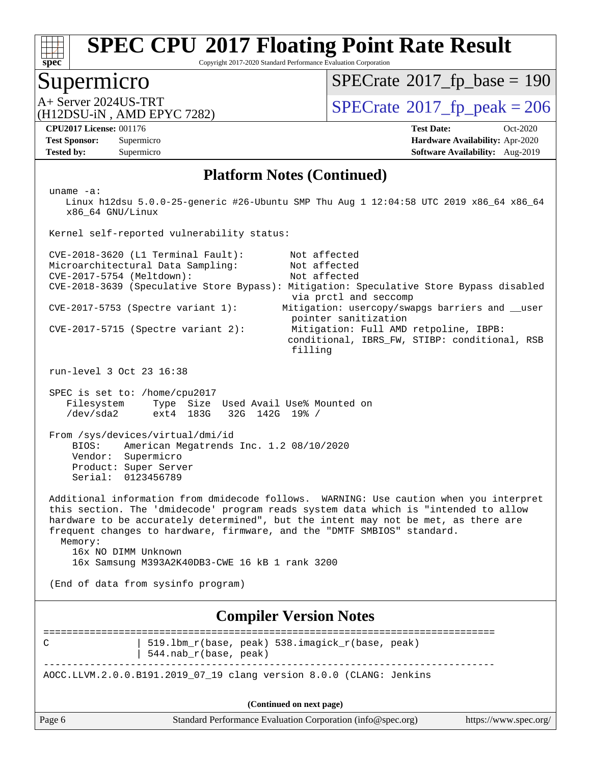# SPEC CPU 2017 Floating Point Rate Result

Copyright 2017-2020 Standard Performance Evaluation Corporation

## Supermicro

A+ Server 2024US-TRT
(H12DSU-iN , AMD EPYC 7282)

SPECrate 2017_fp_base = 190

SPECrate 2017_fp_peak = 206

**CPU2017 License:** 001176
**Test Sponsor:** Supermicro
**Tested by:** Supermicro

**Test Date:** Oct-2020
**Hardware Availability:** Apr-2020
**Software Availability:** Aug-2019

### Platform Notes (Continued)

```
uname -a:
   Linux h12dsu 5.0.0-25-generic #26-Ubuntu SMP Thu Aug 1 12:04:58 UTC 2019 x86_64 x86_64
   x86_64 GNU/Linux

Kernel self-reported vulnerability status:

CVE-2018-3620 (L1 Terminal Fault):        Not affected
Microarchitectural Data Sampling:         Not affected
CVE-2017-5754 (Meltdown):                 Not affected
CVE-2018-3639 (Speculative Store Bypass): Mitigation: Speculative Store Bypass disabled
                                           via prctl and seccomp
CVE-2017-5753 (Spectre variant 1):        Mitigation: usercopy/swapgs barriers and __user
                                           pointer sanitization
CVE-2017-5715 (Spectre variant 2):        Mitigation: Full AMD retpoline, IBPB:
                                          conditional, IBRS_FW, STIBP: conditional, RSB
                                           filling

run-level 3 Oct 23 16:38

SPEC is set to: /home/cpu2017
   Filesystem     Type  Size  Used Avail Use% Mounted on
   /dev/sda2      ext4  183G   32G  142G  19% /

From /sys/devices/virtual/dmi/id
    BIOS:    American Megatrends Inc. 1.2 08/10/2020
    Vendor:  Supermicro
    Product: Super Server
    Serial:  0123456789

Additional information from dmidecode follows.  WARNING: Use caution when you interpret
this section. The 'dmidecode' program reads system data which is "intended to allow
hardware to be accurately determined", but the intent may not be met, as there are
frequent changes to hardware, firmware, and the "DMTF SMBIOS" standard.
  Memory:
    16x NO DIMM Unknown
    16x Samsung M393A2K40DB3-CWE 16 kB 1 rank 3200

(End of data from sysinfo program)
```

### Compiler Version Notes

```
==============================================================================
C               | 519.lbm_r(base, peak) 538.imagick_r(base, peak)
                | 544.nab_r(base, peak)
------------------------------------------------------------------------------
AOCC.LLVM.2.0.0.B191.2019_07_19 clang version 8.0.0 (CLANG: Jenkins
```

(Continued on next page)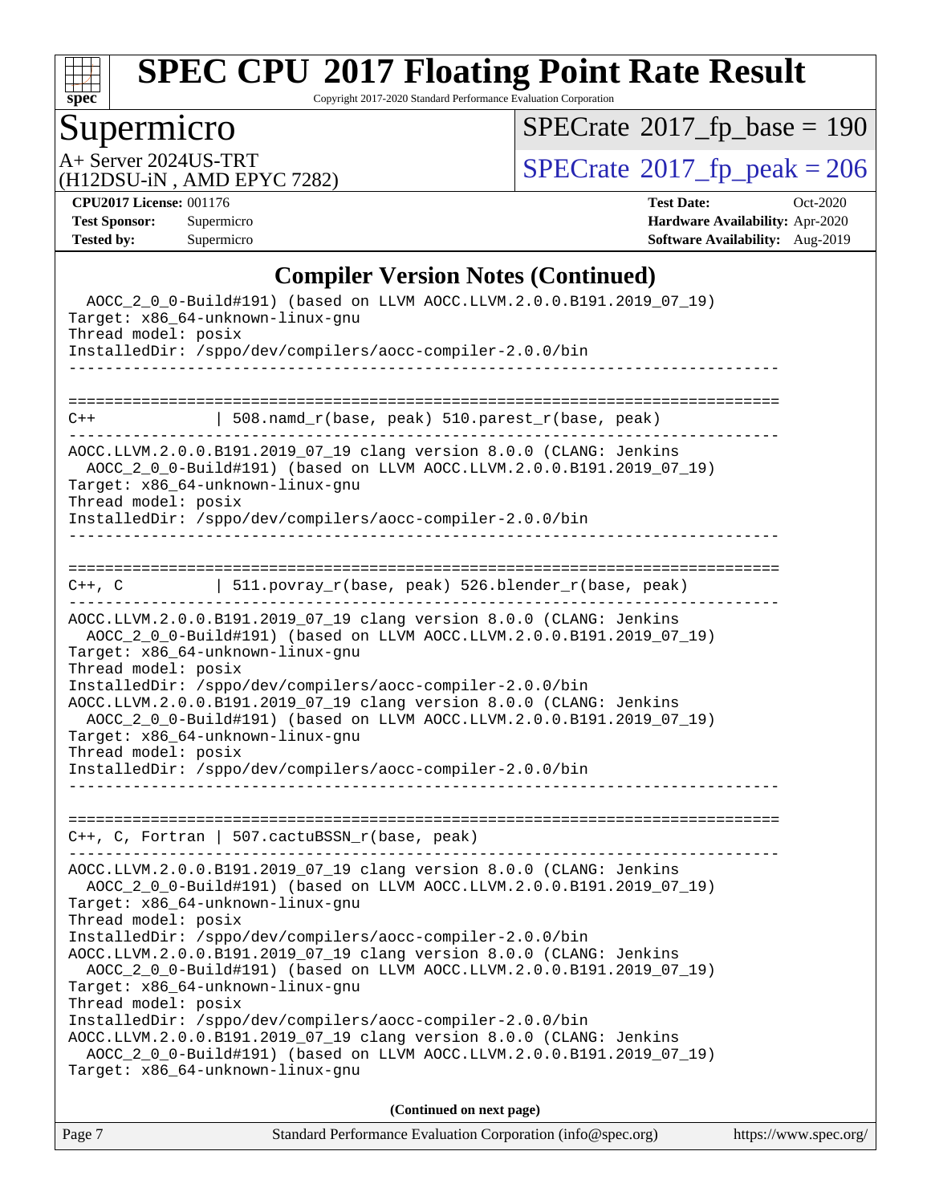## Compiler Version Notes (Continued)

```
  AOCC_2_0_0-Build#191) (based on LLVM AOCC.LLVM.2.0.0.B191.2019_07_19)
Target: x86_64-unknown-linux-gnu
Thread model: posix
InstalledDir: /sppo/dev/compilers/aocc-compiler-2.0.0/bin
------------------------------------------------------------------------------

==============================================================================
C++             | 508.namd_r(base, peak) 510.parest_r(base, peak)
------------------------------------------------------------------------------
AOCC.LLVM.2.0.0.B191.2019_07_19 clang version 8.0.0 (CLANG: Jenkins
  AOCC_2_0_0-Build#191) (based on LLVM AOCC.LLVM.2.0.0.B191.2019_07_19)
Target: x86_64-unknown-linux-gnu
Thread model: posix
InstalledDir: /sppo/dev/compilers/aocc-compiler-2.0.0/bin
------------------------------------------------------------------------------

==============================================================================
C++, C          | 511.povray_r(base, peak) 526.blender_r(base, peak)
------------------------------------------------------------------------------
AOCC.LLVM.2.0.0.B191.2019_07_19 clang version 8.0.0 (CLANG: Jenkins
  AOCC_2_0_0-Build#191) (based on LLVM AOCC.LLVM.2.0.0.B191.2019_07_19)
Target: x86_64-unknown-linux-gnu
Thread model: posix
InstalledDir: /sppo/dev/compilers/aocc-compiler-2.0.0/bin
AOCC.LLVM.2.0.0.B191.2019_07_19 clang version 8.0.0 (CLANG: Jenkins
  AOCC_2_0_0-Build#191) (based on LLVM AOCC.LLVM.2.0.0.B191.2019_07_19)
Target: x86_64-unknown-linux-gnu
Thread model: posix
InstalledDir: /sppo/dev/compilers/aocc-compiler-2.0.0/bin
------------------------------------------------------------------------------

==============================================================================
C++, C, Fortran | 507.cactuBSSN_r(base, peak)
------------------------------------------------------------------------------
AOCC.LLVM.2.0.0.B191.2019_07_19 clang version 8.0.0 (CLANG: Jenkins
  AOCC_2_0_0-Build#191) (based on LLVM AOCC.LLVM.2.0.0.B191.2019_07_19)
Target: x86_64-unknown-linux-gnu
Thread model: posix
InstalledDir: /sppo/dev/compilers/aocc-compiler-2.0.0/bin
AOCC.LLVM.2.0.0.B191.2019_07_19 clang version 8.0.0 (CLANG: Jenkins
  AOCC_2_0_0-Build#191) (based on LLVM AOCC.LLVM.2.0.0.B191.2019_07_19)
Target: x86_64-unknown-linux-gnu
Thread model: posix
InstalledDir: /sppo/dev/compilers/aocc-compiler-2.0.0/bin
AOCC.LLVM.2.0.0.B191.2019_07_19 clang version 8.0.0 (CLANG: Jenkins
  AOCC_2_0_0-Build#191) (based on LLVM AOCC.LLVM.2.0.0.B191.2019_07_19)
Target: x86_64-unknown-linux-gnu
```

(Continued on next page)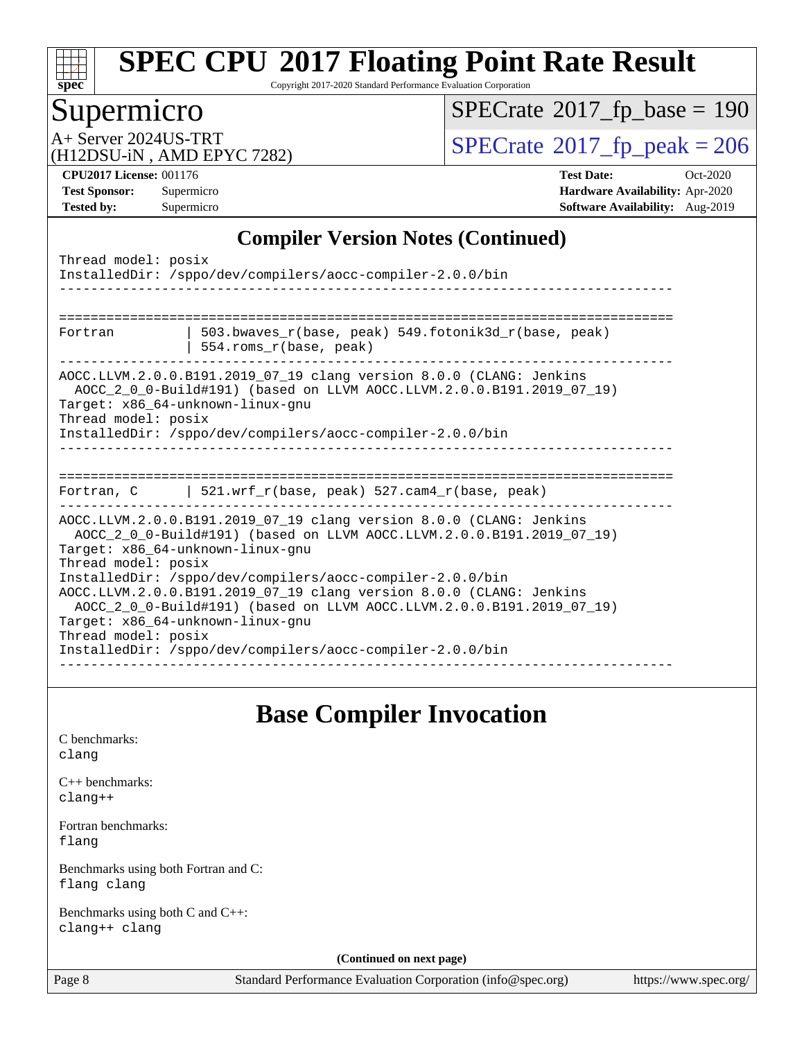# SPEC CPU 2017 Floating Point Rate Result

Copyright 2017-2020 Standard Performance Evaluation Corporation

## Supermicro

A+ Server 2024US-TRT
(H12DSU-iN , AMD EPYC 7282)

SPECrate 2017_fp_base = 190

SPECrate 2017_fp_peak = 206

**CPU2017 License:** 001176
**Test Sponsor:** Supermicro
**Tested by:** Supermicro

**Test Date:** Oct-2020
**Hardware Availability:** Apr-2020
**Software Availability:** Aug-2019

## Compiler Version Notes (Continued)

```
Thread model: posix
InstalledDir: /sppo/dev/compilers/aocc-compiler-2.0.0/bin
------------------------------------------------------------------------------

==============================================================================
Fortran         | 503.bwaves_r(base, peak) 549.fotonik3d_r(base, peak)
                | 554.roms_r(base, peak)
------------------------------------------------------------------------------
AOCC.LLVM.2.0.0.B191.2019_07_19 clang version 8.0.0 (CLANG: Jenkins
  AOCC_2_0_0-Build#191) (based on LLVM AOCC.LLVM.2.0.0.B191.2019_07_19)
Target: x86_64-unknown-linux-gnu
Thread model: posix
InstalledDir: /sppo/dev/compilers/aocc-compiler-2.0.0/bin
------------------------------------------------------------------------------

==============================================================================
Fortran, C      | 521.wrf_r(base, peak) 527.cam4_r(base, peak)
------------------------------------------------------------------------------
AOCC.LLVM.2.0.0.B191.2019_07_19 clang version 8.0.0 (CLANG: Jenkins
  AOCC_2_0_0-Build#191) (based on LLVM AOCC.LLVM.2.0.0.B191.2019_07_19)
Target: x86_64-unknown-linux-gnu
Thread model: posix
InstalledDir: /sppo/dev/compilers/aocc-compiler-2.0.0/bin
AOCC.LLVM.2.0.0.B191.2019_07_19 clang version 8.0.0 (CLANG: Jenkins
  AOCC_2_0_0-Build#191) (based on LLVM AOCC.LLVM.2.0.0.B191.2019_07_19)
Target: x86_64-unknown-linux-gnu
Thread model: posix
InstalledDir: /sppo/dev/compilers/aocc-compiler-2.0.0/bin
------------------------------------------------------------------------------
```

## Base Compiler Invocation

C benchmarks:
clang

C++ benchmarks:
clang++

Fortran benchmarks:
flang

Benchmarks using both Fortran and C:
flang clang

Benchmarks using both C and C++:
clang++ clang

**(Continued on next page)**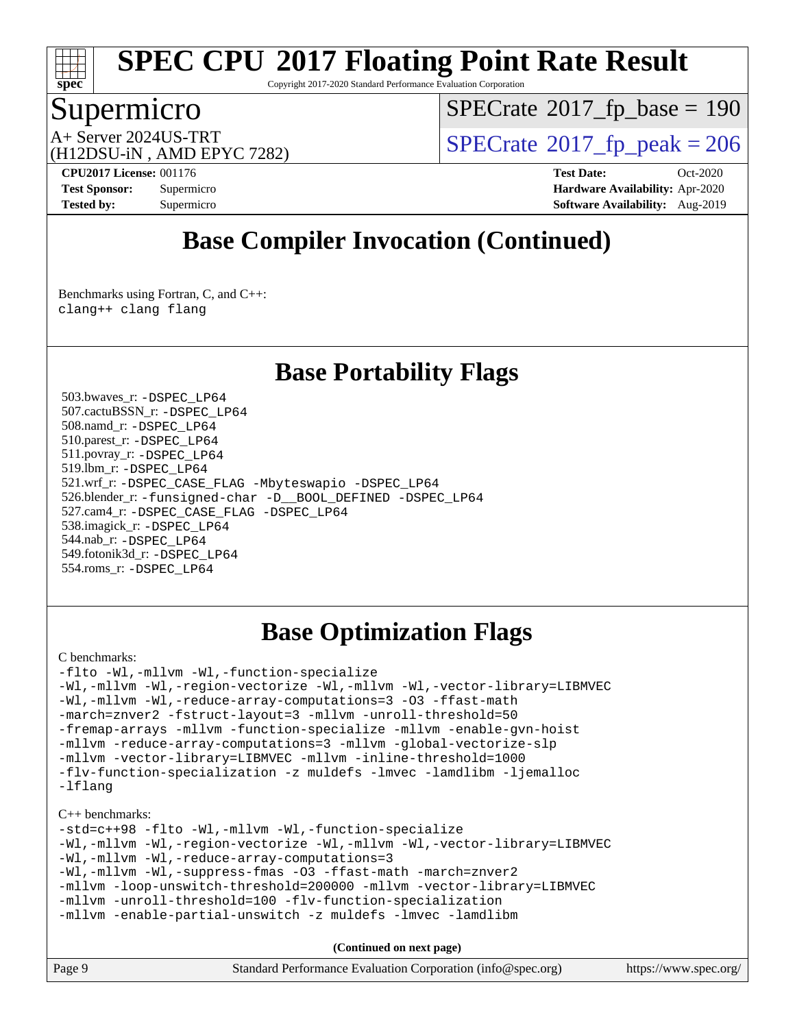# SPEC CPU 2017 Floating Point Rate Result

Copyright 2017-2020 Standard Performance Evaluation Corporation

## Supermicro

A+ Server 2024US-TRT
(H12DSU-iN , AMD EPYC 7282)

SPECrate 2017_fp_base = 190

SPECrate 2017_fp_peak = 206

**CPU2017 License:** 001176
**Test Sponsor:** Supermicro
**Tested by:** Supermicro

**Test Date:** Oct-2020
**Hardware Availability:** Apr-2020
**Software Availability:** Aug-2019

## Base Compiler Invocation (Continued)

Benchmarks using Fortran, C, and C++:

```
clang++ clang flang
```

## Base Portability Flags

503.bwaves_r: `-DSPEC_LP64`
507.cactuBSSN_r: `-DSPEC_LP64`
508.namd_r: `-DSPEC_LP64`
510.parest_r: `-DSPEC_LP64`
511.povray_r: `-DSPEC_LP64`
519.lbm_r: `-DSPEC_LP64`
521.wrf_r: `-DSPEC_CASE_FLAG -Mbyteswapio -DSPEC_LP64`
526.blender_r: `-funsigned-char -D__BOOL_DEFINED -DSPEC_LP64`
527.cam4_r: `-DSPEC_CASE_FLAG -DSPEC_LP64`
538.imagick_r: `-DSPEC_LP64`
544.nab_r: `-DSPEC_LP64`
549.fotonik3d_r: `-DSPEC_LP64`
554.roms_r: `-DSPEC_LP64`

## Base Optimization Flags

C benchmarks:

```
-flto -Wl,-mllvm -Wl,-function-specialize
-Wl,-mllvm -Wl,-region-vectorize -Wl,-mllvm -Wl,-vector-library=LIBMVEC
-Wl,-mllvm -Wl,-reduce-array-computations=3 -O3 -ffast-math
-march=znver2 -fstruct-layout=3 -mllvm -unroll-threshold=50
-fremap-arrays -mllvm -function-specialize -mllvm -enable-gvn-hoist
-mllvm -reduce-array-computations=3 -mllvm -global-vectorize-slp
-mllvm -vector-library=LIBMVEC -mllvm -inline-threshold=1000
-flv-function-specialization -z muldefs -lmvec -lamdlibm -ljemalloc
-lflang
```

C++ benchmarks:

```
-std=c++98 -flto -Wl,-mllvm -Wl,-function-specialize
-Wl,-mllvm -Wl,-region-vectorize -Wl,-mllvm -Wl,-vector-library=LIBMVEC
-Wl,-mllvm -Wl,-reduce-array-computations=3
-Wl,-mllvm -Wl,-suppress-fmas -O3 -ffast-math -march=znver2
-mllvm -loop-unswitch-threshold=200000 -mllvm -vector-library=LIBMVEC
-mllvm -unroll-threshold=100 -flv-function-specialization
-mllvm -enable-partial-unswitch -z muldefs -lmvec -lamdlibm
```

**(Continued on next page)**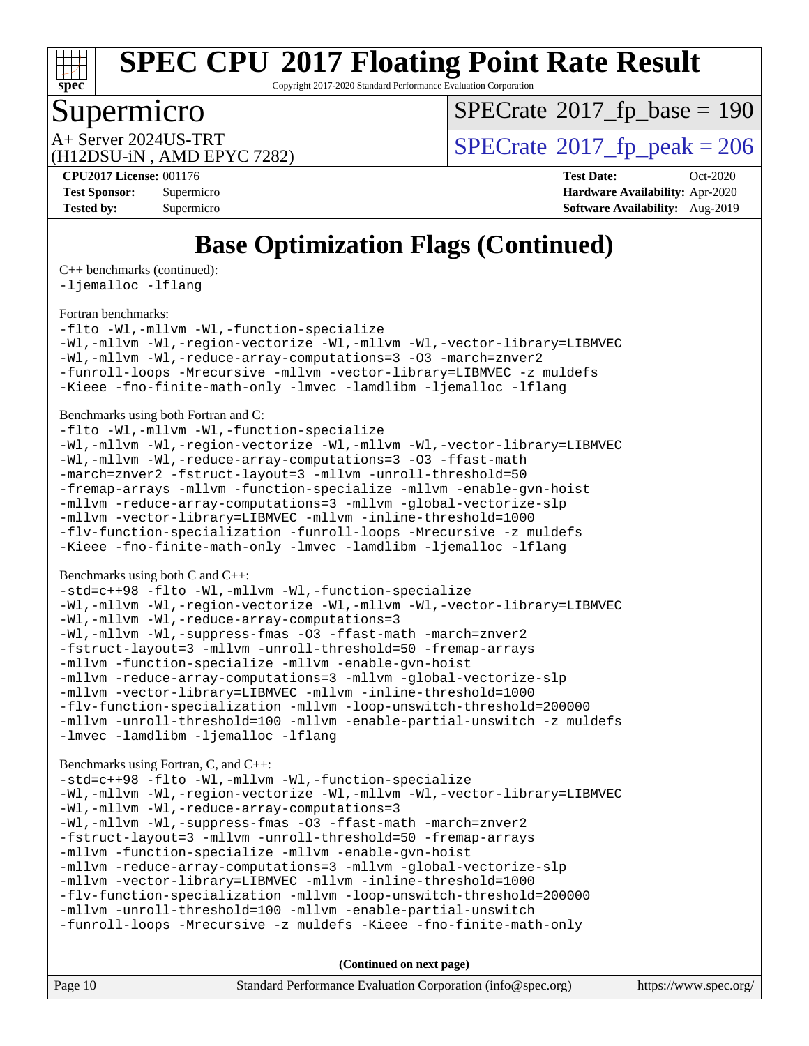# Base Optimization Flags (Continued)

C++ benchmarks (continued):

```
-ljemalloc -lflang
```

Fortran benchmarks:

```
-flto -Wl,-mllvm -Wl,-function-specialize
-Wl,-mllvm -Wl,-region-vectorize -Wl,-mllvm -Wl,-vector-library=LIBMVEC
-Wl,-mllvm -Wl,-reduce-array-computations=3 -O3 -march=znver2
-funroll-loops -Mrecursive -mllvm -vector-library=LIBMVEC -z muldefs
-Kieee -fno-finite-math-only -lmvec -lamdlibm -ljemalloc -lflang
```

Benchmarks using both Fortran and C:

```
-flto -Wl,-mllvm -Wl,-function-specialize
-Wl,-mllvm -Wl,-region-vectorize -Wl,-mllvm -Wl,-vector-library=LIBMVEC
-Wl,-mllvm -Wl,-reduce-array-computations=3 -O3 -ffast-math
-march=znver2 -fstruct-layout=3 -mllvm -unroll-threshold=50
-fremap-arrays -mllvm -function-specialize -mllvm -enable-gvn-hoist
-mllvm -reduce-array-computations=3 -mllvm -global-vectorize-slp
-mllvm -vector-library=LIBMVEC -mllvm -inline-threshold=1000
-flv-function-specialization -funroll-loops -Mrecursive -z muldefs
-Kieee -fno-finite-math-only -lmvec -lamdlibm -ljemalloc -lflang
```

Benchmarks using both C and C++:

```
-std=c++98 -flto -Wl,-mllvm -Wl,-function-specialize
-Wl,-mllvm -Wl,-region-vectorize -Wl,-mllvm -Wl,-vector-library=LIBMVEC
-Wl,-mllvm -Wl,-reduce-array-computations=3
-Wl,-mllvm -Wl,-suppress-fmas -O3 -ffast-math -march=znver2
-fstruct-layout=3 -mllvm -unroll-threshold=50 -fremap-arrays
-mllvm -function-specialize -mllvm -enable-gvn-hoist
-mllvm -reduce-array-computations=3 -mllvm -global-vectorize-slp
-mllvm -vector-library=LIBMVEC -mllvm -inline-threshold=1000
-flv-function-specialization -mllvm -loop-unswitch-threshold=200000
-mllvm -unroll-threshold=100 -mllvm -enable-partial-unswitch -z muldefs
-lmvec -lamdlibm -ljemalloc -lflang
```

Benchmarks using Fortran, C, and C++:

```
-std=c++98 -flto -Wl,-mllvm -Wl,-function-specialize
-Wl,-mllvm -Wl,-region-vectorize -Wl,-mllvm -Wl,-vector-library=LIBMVEC
-Wl,-mllvm -Wl,-reduce-array-computations=3
-Wl,-mllvm -Wl,-suppress-fmas -O3 -ffast-math -march=znver2
-fstruct-layout=3 -mllvm -unroll-threshold=50 -fremap-arrays
-mllvm -function-specialize -mllvm -enable-gvn-hoist
-mllvm -reduce-array-computations=3 -mllvm -global-vectorize-slp
-mllvm -vector-library=LIBMVEC -mllvm -inline-threshold=1000
-flv-function-specialization -mllvm -loop-unswitch-threshold=200000
-mllvm -unroll-threshold=100 -mllvm -enable-partial-unswitch
-funroll-loops -Mrecursive -z muldefs -Kieee -fno-finite-math-only
```

**(Continued on next page)**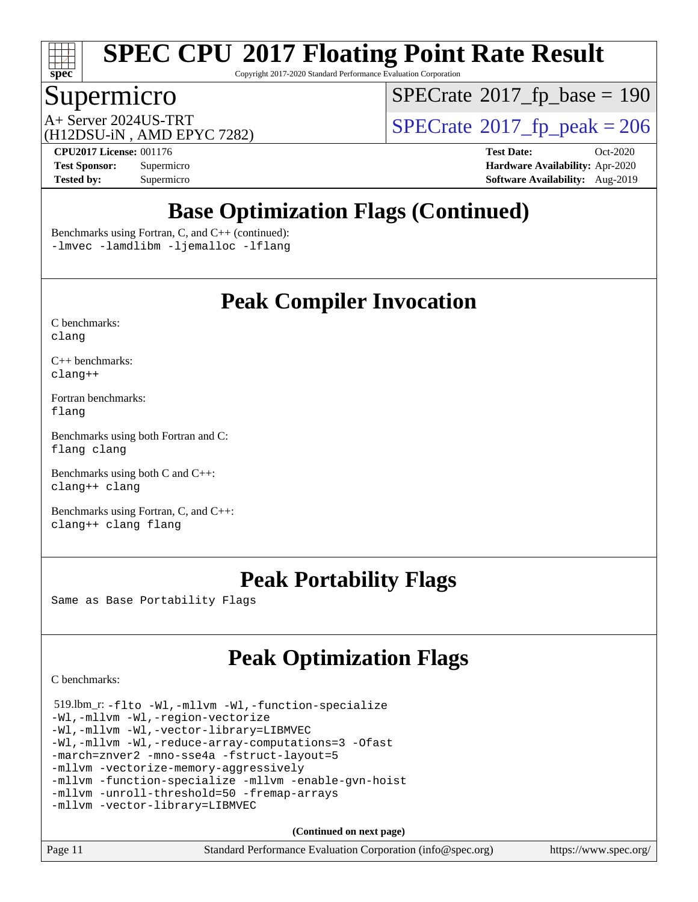# SPEC CPU 2017 Floating Point Rate Result

Copyright 2017-2020 Standard Performance Evaluation Corporation

## Supermicro

A+ Server 2024US-TRT
(H12DSU-iN , AMD EPYC 7282)

SPECrate 2017_fp_base = 190

SPECrate 2017_fp_peak = 206

**CPU2017 License:** 001176
**Test Sponsor:** Supermicro
**Tested by:** Supermicro

**Test Date:** Oct-2020
**Hardware Availability:** Apr-2020
**Software Availability:** Aug-2019

## Base Optimization Flags (Continued)

Benchmarks using Fortran, C, and C++ (continued):
```
-lmvec -lamdlibm -ljemalloc -lflang
```

## Peak Compiler Invocation

C benchmarks:
```
clang
```

C++ benchmarks:
```
clang++
```

Fortran benchmarks:
```
flang
```

Benchmarks using both Fortran and C:
```
flang clang
```

Benchmarks using both C and C++:
```
clang++ clang
```

Benchmarks using Fortran, C, and C++:
```
clang++ clang flang
```

## Peak Portability Flags

Same as Base Portability Flags

## Peak Optimization Flags

C benchmarks:

519.lbm_r:
```
-flto -Wl,-mllvm -Wl,-function-specialize
-Wl,-mllvm -Wl,-region-vectorize
-Wl,-mllvm -Wl,-vector-library=LIBMVEC
-Wl,-mllvm -Wl,-reduce-array-computations=3 -Ofast
-march=znver2 -mno-sse4a -fstruct-layout=5
-mllvm -vectorize-memory-aggressively
-mllvm -function-specialize -mllvm -enable-gvn-hoist
-mllvm -unroll-threshold=50 -fremap-arrays
-mllvm -vector-library=LIBMVEC
```

**(Continued on next page)**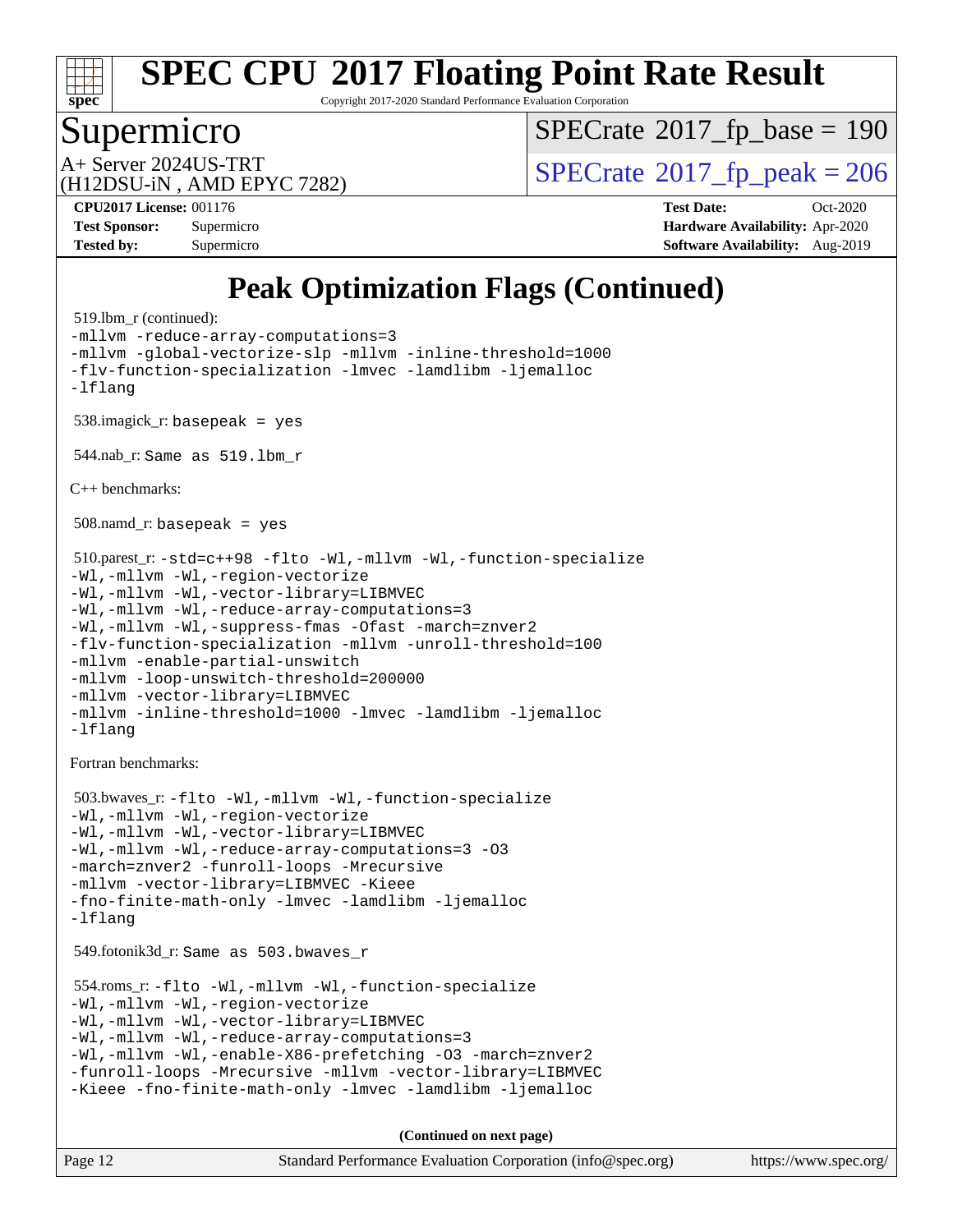# Peak Optimization Flags (Continued)

519.lbm_r (continued):
```
-mllvm -reduce-array-computations=3
-mllvm -global-vectorize-slp -mllvm -inline-threshold=1000
-flv-function-specialization -lmvec -lamdlibm -ljemalloc
-lflang
```

538.imagick_r: `basepeak = yes`

544.nab_r: `Same as 519.lbm_r`

C++ benchmarks:

508.namd_r: `basepeak = yes`

510.parest_r:
```
-std=c++98 -flto -Wl,-mllvm -Wl,-function-specialize
-Wl,-mllvm -Wl,-region-vectorize
-Wl,-mllvm -Wl,-vector-library=LIBMVEC
-Wl,-mllvm -Wl,-reduce-array-computations=3
-Wl,-mllvm -Wl,-suppress-fmas -Ofast -march=znver2
-flv-function-specialization -mllvm -unroll-threshold=100
-mllvm -enable-partial-unswitch
-mllvm -loop-unswitch-threshold=200000
-mllvm -vector-library=LIBMVEC
-mllvm -inline-threshold=1000 -lmvec -lamdlibm -ljemalloc
-lflang
```

Fortran benchmarks:

503.bwaves_r:
```
-flto -Wl,-mllvm -Wl,-function-specialize
-Wl,-mllvm -Wl,-region-vectorize
-Wl,-mllvm -Wl,-vector-library=LIBMVEC
-Wl,-mllvm -Wl,-reduce-array-computations=3 -O3
-march=znver2 -funroll-loops -Mrecursive
-mllvm -vector-library=LIBMVEC -Kieee
-fno-finite-math-only -lmvec -lamdlibm -ljemalloc
-lflang
```

549.fotonik3d_r: `Same as 503.bwaves_r`

554.roms_r:
```
-flto -Wl,-mllvm -Wl,-function-specialize
-Wl,-mllvm -Wl,-region-vectorize
-Wl,-mllvm -Wl,-vector-library=LIBMVEC
-Wl,-mllvm -Wl,-reduce-array-computations=3
-Wl,-mllvm -Wl,-enable-X86-prefetching -O3 -march=znver2
-funroll-loops -Mrecursive -mllvm -vector-library=LIBMVEC
-Kieee -fno-finite-math-only -lmvec -lamdlibm -ljemalloc
```

**(Continued on next page)**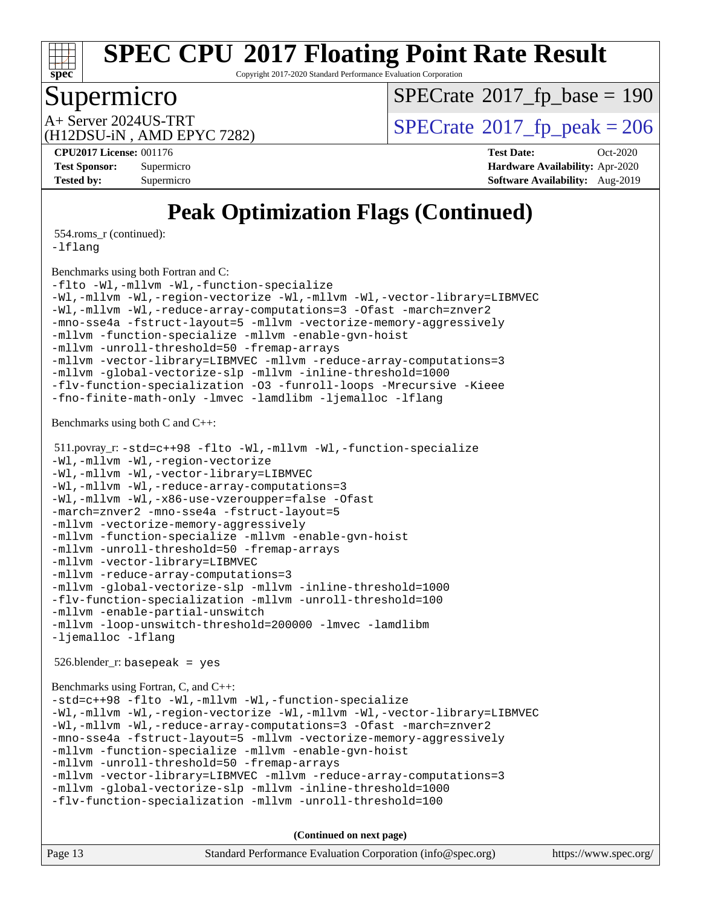# SPEC CPU 2017 Floating Point Rate Result

Copyright 2017-2020 Standard Performance Evaluation Corporation

## Supermicro

A+ Server 2024US-TRT
(H12DSU-iN , AMD EPYC 7282)

SPECrate 2017_fp_base = 190

SPECrate 2017_fp_peak = 206

**CPU2017 License:** 001176
**Test Sponsor:** Supermicro
**Tested by:** Supermicro

**Test Date:** Oct-2020
**Hardware Availability:** Apr-2020
**Software Availability:** Aug-2019

# Peak Optimization Flags (Continued)

554.roms_r (continued):
```
-lflang
```

Benchmarks using both Fortran and C:
```
-flto -Wl,-mllvm -Wl,-function-specialize
-Wl,-mllvm -Wl,-region-vectorize -Wl,-mllvm -Wl,-vector-library=LIBMVEC
-Wl,-mllvm -Wl,-reduce-array-computations=3 -Ofast -march=znver2
-mno-sse4a -fstruct-layout=5 -mllvm -vectorize-memory-aggressively
-mllvm -function-specialize -mllvm -enable-gvn-hoist
-mllvm -unroll-threshold=50 -fremap-arrays
-mllvm -vector-library=LIBMVEC -mllvm -reduce-array-computations=3
-mllvm -global-vectorize-slp -mllvm -inline-threshold=1000
-flv-function-specialization -O3 -funroll-loops -Mrecursive -Kieee
-fno-finite-math-only -lmvec -lamdlibm -ljemalloc -lflang
```

Benchmarks using both C and C++:

511.povray_r:
```
-std=c++98 -flto -Wl,-mllvm -Wl,-function-specialize
-Wl,-mllvm -Wl,-region-vectorize
-Wl,-mllvm -Wl,-vector-library=LIBMVEC
-Wl,-mllvm -Wl,-reduce-array-computations=3
-Wl,-mllvm -Wl,-x86-use-vzeroupper=false -Ofast
-march=znver2 -mno-sse4a -fstruct-layout=5
-mllvm -vectorize-memory-aggressively
-mllvm -function-specialize -mllvm -enable-gvn-hoist
-mllvm -unroll-threshold=50 -fremap-arrays
-mllvm -vector-library=LIBMVEC
-mllvm -reduce-array-computations=3
-mllvm -global-vectorize-slp -mllvm -inline-threshold=1000
-flv-function-specialization -mllvm -unroll-threshold=100
-mllvm -enable-partial-unswitch
-mllvm -loop-unswitch-threshold=200000 -lmvec -lamdlibm
-ljemalloc -lflang
```

526.blender_r: `basepeak = yes`

Benchmarks using Fortran, C, and C++:
```
-std=c++98 -flto -Wl,-mllvm -Wl,-function-specialize
-Wl,-mllvm -Wl,-region-vectorize -Wl,-mllvm -Wl,-vector-library=LIBMVEC
-Wl,-mllvm -Wl,-reduce-array-computations=3 -Ofast -march=znver2
-mno-sse4a -fstruct-layout=5 -mllvm -vectorize-memory-aggressively
-mllvm -function-specialize -mllvm -enable-gvn-hoist
-mllvm -unroll-threshold=50 -fremap-arrays
-mllvm -vector-library=LIBMVEC -mllvm -reduce-array-computations=3
-mllvm -global-vectorize-slp -mllvm -inline-threshold=1000
-flv-function-specialization -mllvm -unroll-threshold=100
```

**(Continued on next page)**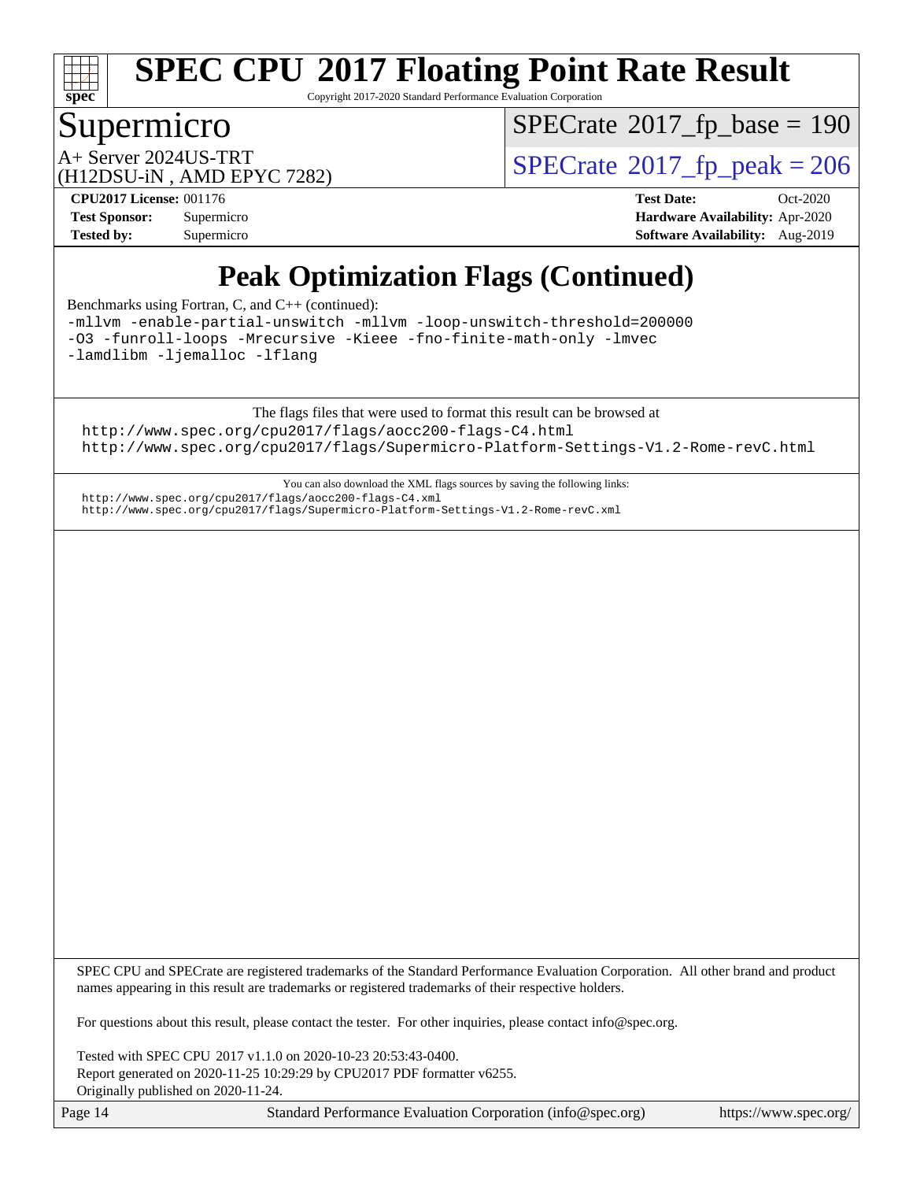# Peak Optimization Flags (Continued)

Benchmarks using Fortran, C, and C++ (continued):

```
-mllvm -enable-partial-unswitch -mllvm -loop-unswitch-threshold=200000
-O3 -funroll-loops -Mrecursive -Kieee -fno-finite-math-only -lmvec
-lamdlibm -ljemalloc -lflang
```

The flags files that were used to format this result can be browsed at

http://www.spec.org/cpu2017/flags/aocc200-flags-C4.html
http://www.spec.org/cpu2017/flags/Supermicro-Platform-Settings-V1.2-Rome-revC.html

You can also download the XML flags sources by saving the following links:

http://www.spec.org/cpu2017/flags/aocc200-flags-C4.xml
http://www.spec.org/cpu2017/flags/Supermicro-Platform-Settings-V1.2-Rome-revC.xml

SPEC CPU and SPECrate are registered trademarks of the Standard Performance Evaluation Corporation. All other brand and product names appearing in this result are trademarks or registered trademarks of their respective holders.

For questions about this result, please contact the tester. For other inquiries, please contact info@spec.org.

Tested with SPEC CPU 2017 v1.1.0 on 2020-10-23 20:53:43-0400.
Report generated on 2020-11-25 10:29:29 by CPU2017 PDF formatter v6255.
Originally published on 2020-11-24.